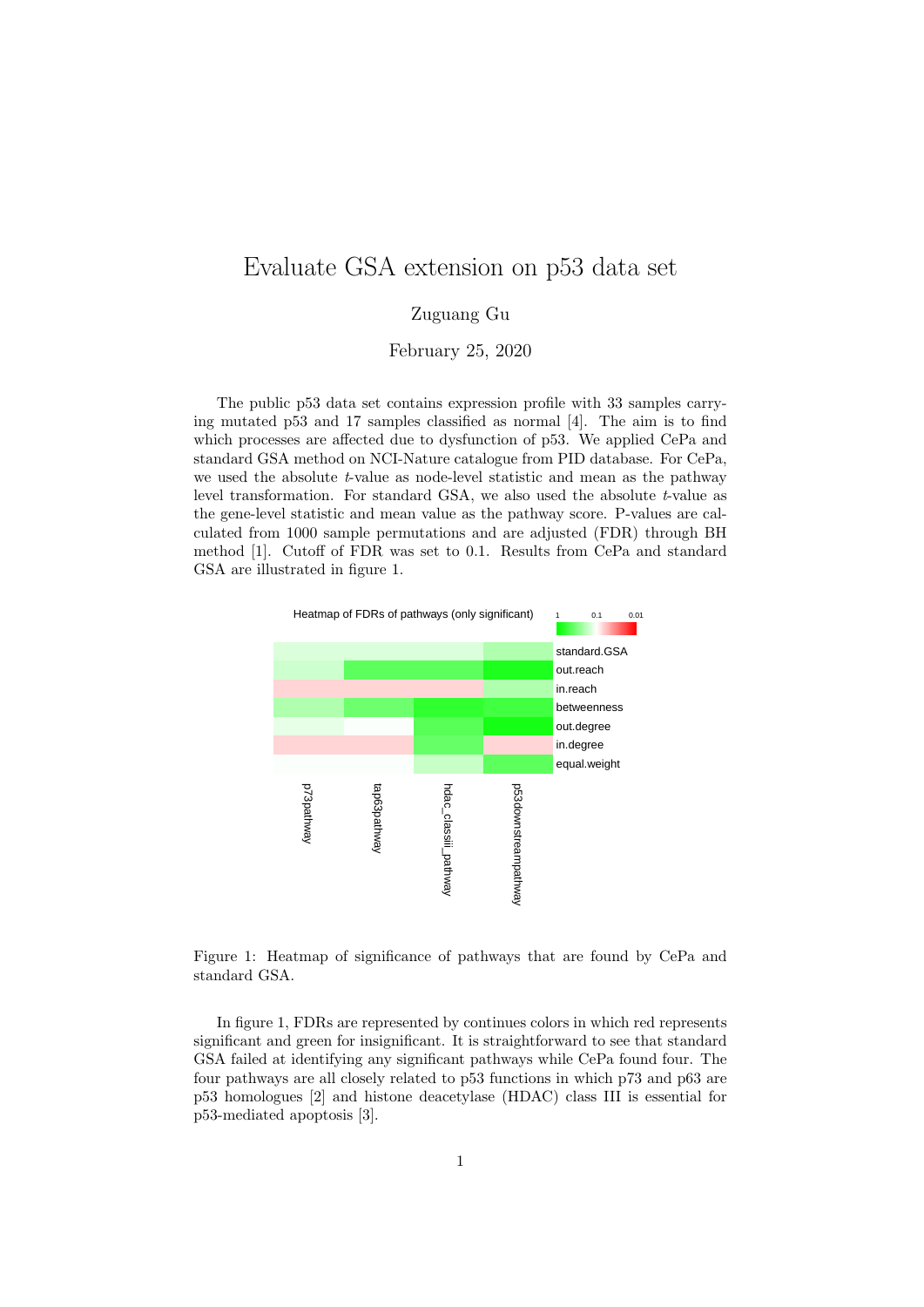# Evaluate GSA extension on p53 data set

Zuguang Gu

February 25, 2020

The public p53 data set contains expression profile with 33 samples carrying mutated p53 and 17 samples classified as normal [4]. The aim is to find which processes are affected due to dysfunction of p53. We applied CePa and standard GSA method on NCI-Nature catalogue from PID database. For CePa, we used the absolute $t$-value as node-level statistic and mean as the pathway level transformation. For standard GSA, we also used the absolute $t$-value as the gene-level statistic and mean value as the pathway score. P-values are calculated from 1000 sample permutations and are adjusted (FDR) through BH method [1]. Cutoff of FDR was set to 0.1. Results from CePa and standard GSA are illustrated in figure 1.

Figure 1: Heatmap of significance of pathways that are found by CePa and standard GSA.

In figure 1, FDRs are represented by continues colors in which red represents significant and green for insignificant. It is straightforward to see that standard GSA failed at identifying any significant pathways while CePa found four. The four pathways are all closely related to p53 functions in which p73 and p63 are p53 homologues [2] and histone deacetylase (HDAC) class III is essential for p53-mediated apoptosis [3].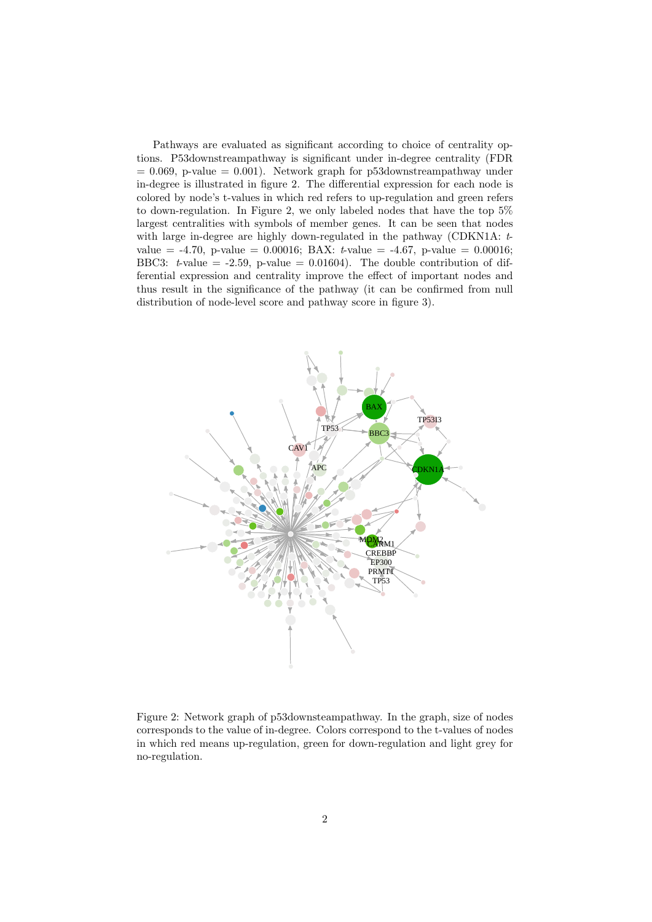Pathways are evaluated as significant according to choice of centrality options. P53downstreampathway is significant under in-degree centrality (FDR = 0.069, p-value = 0.001). Network graph for p53downstreampathway under in-degree is illustrated in figure 2. The differential expression for each node is colored by node's t-values in which red refers to up-regulation and green refers to down-regulation. In Figure 2, we only labeled nodes that have the top 5% largest centralities with symbols of member genes. It can be seen that nodes with large in-degree are highly down-regulated in the pathway (CDKN1A: *t*-value = -4.70, p-value = 0.00016; BAX: *t*-value = -4.67, p-value = 0.00016; BBC3: *t*-value = -2.59, p-value = 0.01604). The double contribution of differential expression and centrality improve the effect of important nodes and thus result in the significance of the pathway (it can be confirmed from null distribution of node-level score and pathway score in figure 3).

Figure 2: Network graph of p53downsteampathway. In the graph, size of nodes corresponds to the value of in-degree. Colors correspond to the t-values of nodes in which red means up-regulation, green for down-regulation and light grey for no-regulation.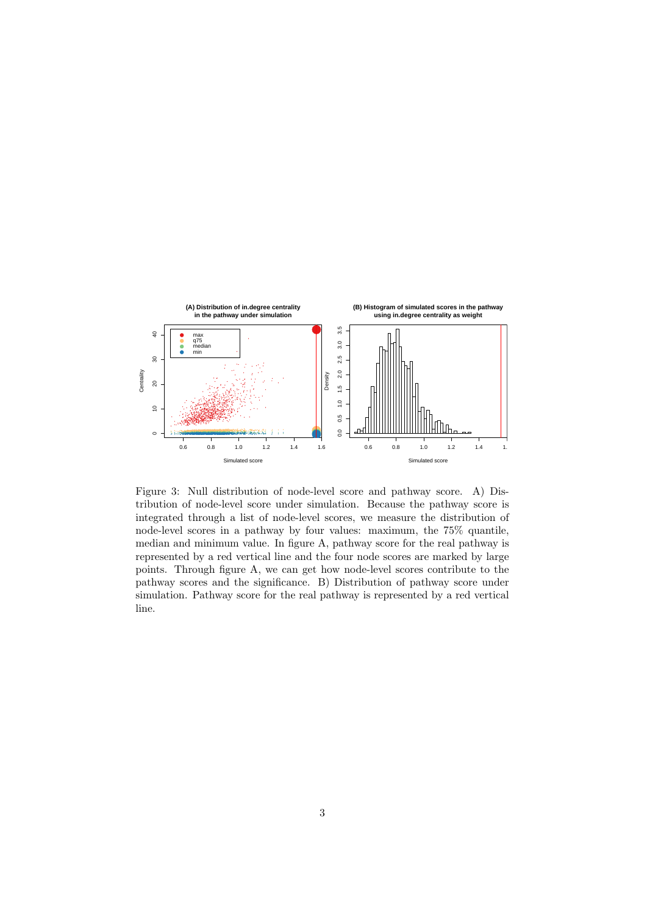Figure 3: Null distribution of node-level score and pathway score. A) Distribution of node-level score under simulation. Because the pathway score is integrated through a list of node-level scores, we measure the distribution of node-level scores in a pathway by four values: maximum, the 75% quantile, median and minimum value. In figure A, pathway score for the real pathway is represented by a red vertical line and the four node scores are marked by large points. Through figure A, we can get how node-level scores contribute to the pathway scores and the significance. B) Distribution of pathway score under simulation. Pathway score for the real pathway is represented by a red vertical line.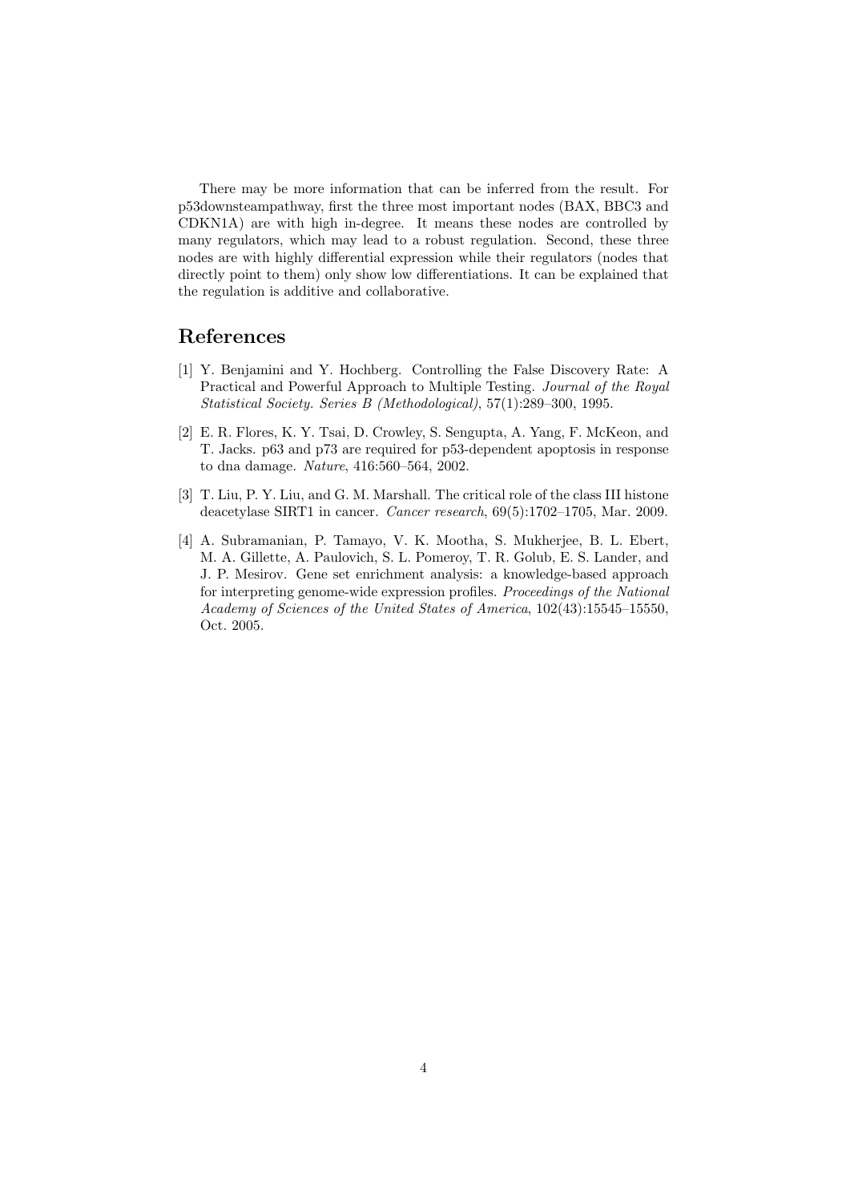There may be more information that can be inferred from the result. For p53downsteampathway, first the three most important nodes (BAX, BBC3 and CDKN1A) are with high in-degree. It means these nodes are controlled by many regulators, which may lead to a robust regulation. Second, these three nodes are with highly differential expression while their regulators (nodes that directly point to them) only show low differentiations. It can be explained that the regulation is additive and collaborative.

## References

[1] Y. Benjamini and Y. Hochberg. Controlling the False Discovery Rate: A Practical and Powerful Approach to Multiple Testing. *Journal of the Royal Statistical Society. Series B (Methodological)*, 57(1):289–300, 1995.

[2] E. R. Flores, K. Y. Tsai, D. Crowley, S. Sengupta, A. Yang, F. McKeon, and T. Jacks. p63 and p73 are required for p53-dependent apoptosis in response to dna damage. *Nature*, 416:560–564, 2002.

[3] T. Liu, P. Y. Liu, and G. M. Marshall. The critical role of the class III histone deacetylase SIRT1 in cancer. *Cancer research*, 69(5):1702–1705, Mar. 2009.

[4] A. Subramanian, P. Tamayo, V. K. Mootha, S. Mukherjee, B. L. Ebert, M. A. Gillette, A. Paulovich, S. L. Pomeroy, T. R. Golub, E. S. Lander, and J. P. Mesirov. Gene set enrichment analysis: a knowledge-based approach for interpreting genome-wide expression profiles. *Proceedings of the National Academy of Sciences of the United States of America*, 102(43):15545–15550, Oct. 2005.